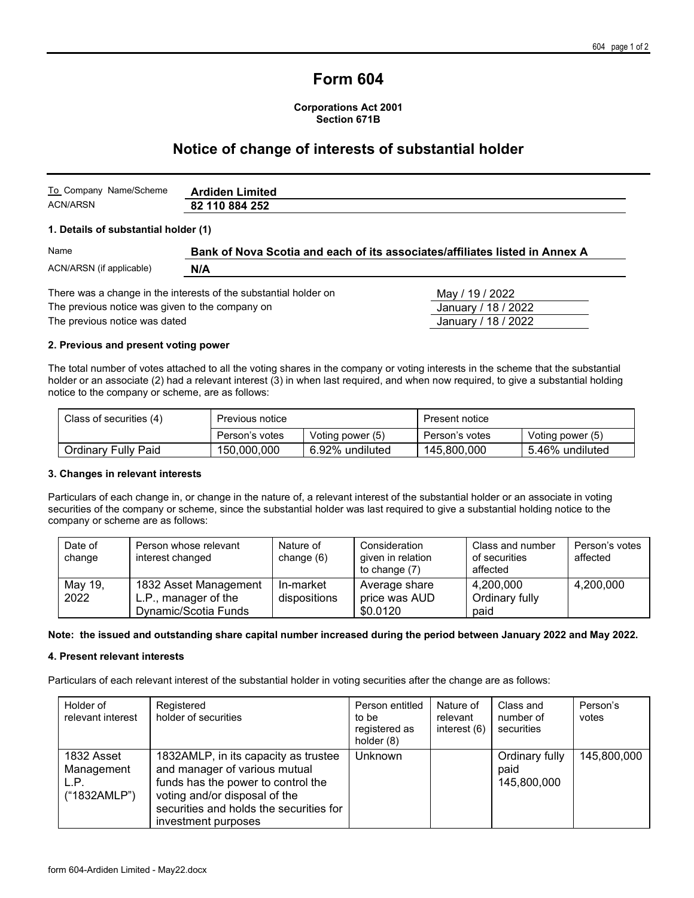# Form 604

**Corporations Act 2001**
**Section 671B**

## Notice of change of interests of substantial holder

| To Company Name/Scheme | **Ardiden Limited** |
|---|---|
| ACN/ARSN | **82 110 884 252** |

### 1. Details of substantial holder (1)

| Name | **Bank of Nova Scotia and each of its associates/affiliates listed in Annex A** |
|---|---|
| ACN/ARSN (if applicable) | **N/A** |

| | |
|---|---|
| There was a change in the interests of the substantial holder on | May / 19 / 2022 |
| The previous notice was given to the company on | January / 18 / 2022 |
| The previous notice was dated | January / 18 / 2022 |

### 2. Previous and present voting power

The total number of votes attached to all the voting shares in the company or voting interests in the scheme that the substantial holder or an associate (2) had a relevant interest (3) in when last required, and when now required, to give a substantial holding notice to the company or scheme, are as follows:

| Class of securities (4) | Previous notice | | Present notice | |
|---|---|---|---|---|
| | Person's votes | Voting power (5) | Person's votes | Voting power (5) |
| Ordinary Fully Paid | 150,000,000 | 6.92% undiluted | 145,800,000 | 5.46% undiluted |

### 3. Changes in relevant interests

Particulars of each change in, or change in the nature of, a relevant interest of the substantial holder or an associate in voting securities of the company or scheme, since the substantial holder was last required to give a substantial holding notice to the company or scheme are as follows:

| Date of change | Person whose relevant interest changed | Nature of change (6) | Consideration given in relation to change (7) | Class and number of securities affected | Person's votes affected |
|---|---|---|---|---|---|
| May 19, 2022 | 1832 Asset Management L.P., manager of the Dynamic/Scotia Funds | In-market dispositions | Average share price was AUD $0.0120 | 4,200,000 Ordinary fully paid | 4,200,000 |

**Note: the issued and outstanding share capital number increased during the period between January 2022 and May 2022.**

### 4. Present relevant interests

Particulars of each relevant interest of the substantial holder in voting securities after the change are as follows:

| Holder of relevant interest | Registered holder of securities | Person entitled to be registered as holder (8) | Nature of relevant interest (6) | Class and number of securities | Person's votes |
|---|---|---|---|---|---|
| 1832 Asset Management L.P. ("1832AMLP") | 1832AMLP, in its capacity as trustee and manager of various mutual funds has the power to control the voting and/or disposal of the securities and holds the securities for investment purposes | Unknown | | Ordinary fully paid 145,800,000 | 145,800,000 |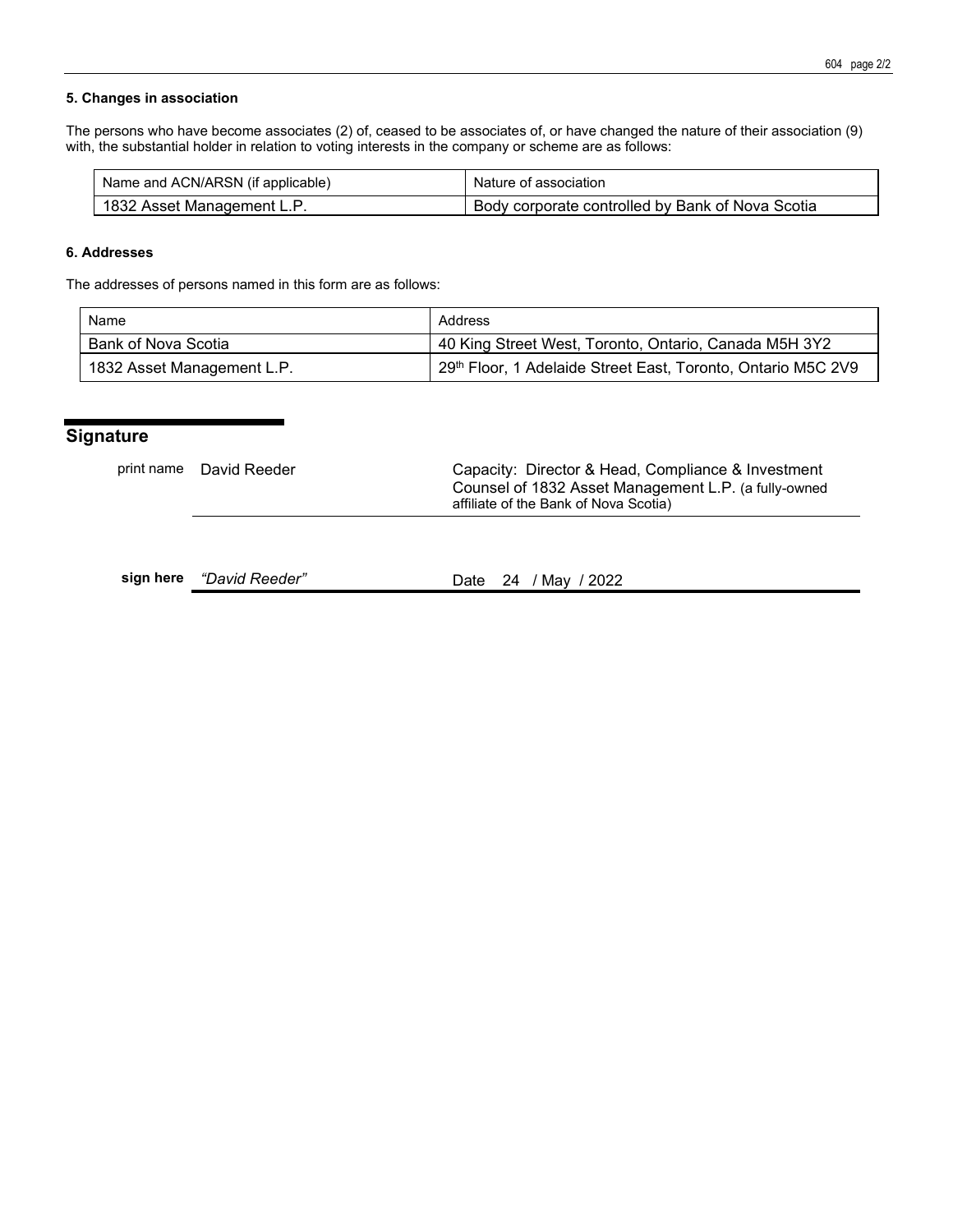### 5. Changes in association

The persons who have become associates (2) of, ceased to be associates of, or have changed the nature of their association (9) with, the substantial holder in relation to voting interests in the company or scheme are as follows:

| Name and ACN/ARSN (if applicable) | Nature of association |
|---|---|
| 1832 Asset Management L.P. | Body corporate controlled by Bank of Nova Scotia |

### 6. Addresses

The addresses of persons named in this form are as follows:

| Name | Address |
|---|---|
| Bank of Nova Scotia | 40 King Street West, Toronto, Ontario, Canada M5H 3Y2 |
| 1832 Asset Management L.P. | 29th Floor, 1 Adelaide Street East, Toronto, Ontario M5C 2V9 |

## Signature

print name David Reeder

Capacity: Director & Head, Compliance & Investment Counsel of 1832 Asset Management L.P. (a fully-owned affiliate of the Bank of Nova Scotia)

sign here *"David Reeder"*

Date 24 / May / 2022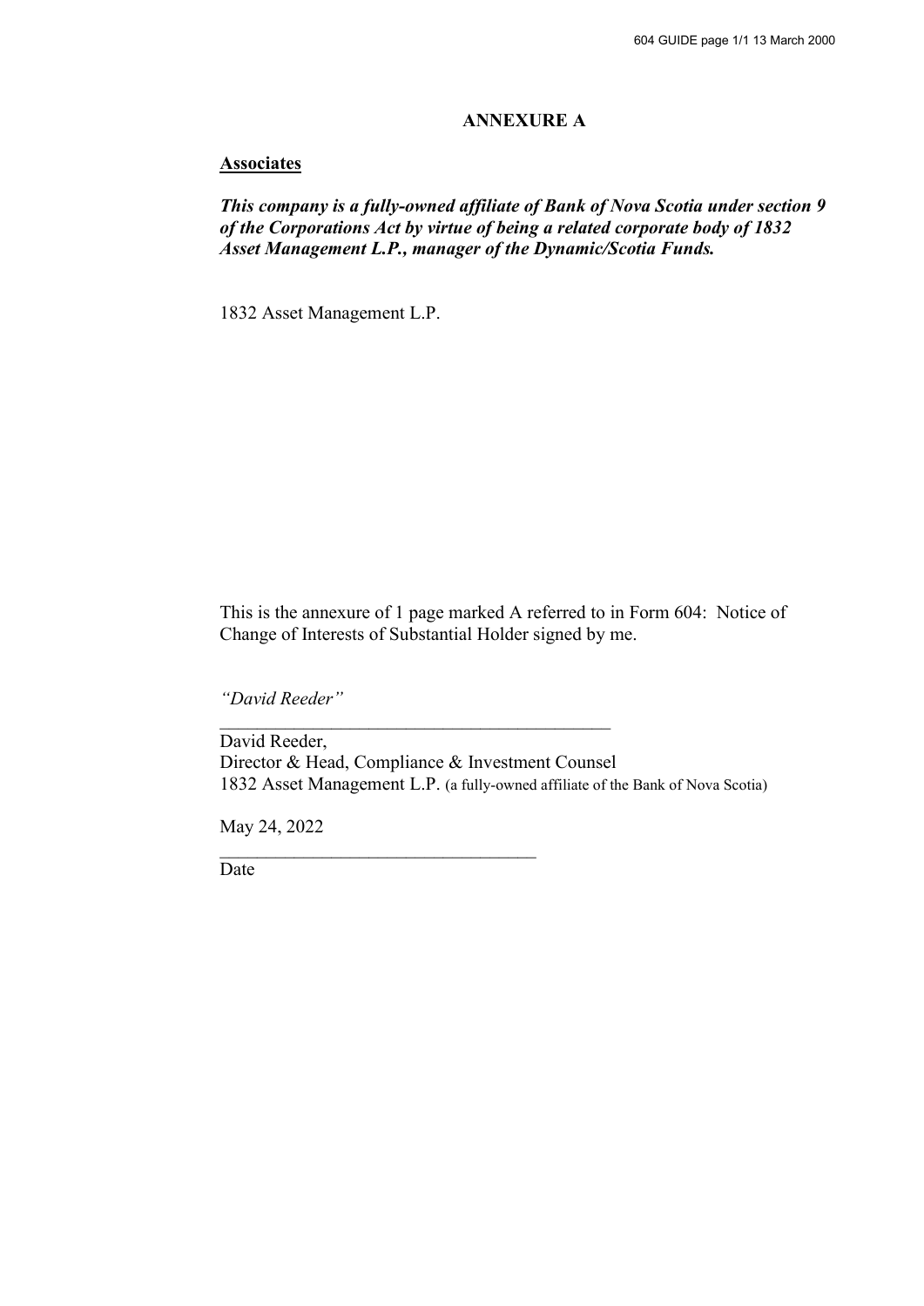# ANNEXURE A

**Associates**

***This company is a fully-owned affiliate of Bank of Nova Scotia under section 9 of the Corporations Act by virtue of being a related corporate body of 1832 Asset Management L.P., manager of the Dynamic/Scotia Funds.***

1832 Asset Management L.P.

This is the annexure of 1 page marked A referred to in Form 604: Notice of Change of Interests of Substantial Holder signed by me.

*"David Reeder"*

\_\_\_\_\_\_\_\_\_\_\_\_\_\_\_\_\_\_\_\_\_\_\_\_\_\_\_\_\_\_\_\_\_\_\_\_\_\_\_\_\_\_

David Reeder,
Director & Head, Compliance & Investment Counsel
1832 Asset Management L.P. (a fully-owned affiliate of the Bank of Nova Scotia)

May 24, 2022

\_\_\_\_\_\_\_\_\_\_\_\_\_\_\_\_\_\_\_\_\_\_\_\_\_\_\_\_\_\_\_\_\_

Date